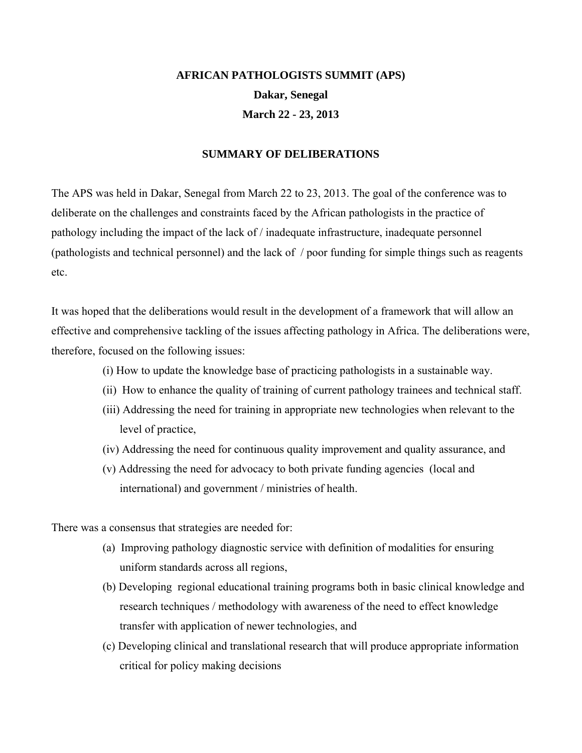# AFRICAN PATHOLOGISTS SUMMIT (APS)

## Dakar, Senegal

## March 22 - 23, 2013

### SUMMARY OF DELIBERATIONS

The APS was held in Dakar, Senegal from March 22 to 23, 2013. The goal of the conference was to deliberate on the challenges and constraints faced by the African pathologists in the practice of pathology including the impact of the lack of / inadequate infrastructure, inadequate personnel (pathologists and technical personnel) and the lack of / poor funding for simple things such as reagents etc.

It was hoped that the deliberations would result in the development of a framework that will allow an effective and comprehensive tackling of the issues affecting pathology in Africa. The deliberations were, therefore, focused on the following issues:

(i) How to update the knowledge base of practicing pathologists in a sustainable way.

(ii) How to enhance the quality of training of current pathology trainees and technical staff.

(iii) Addressing the need for training in appropriate new technologies when relevant to the level of practice,

(iv) Addressing the need for continuous quality improvement and quality assurance, and

(v) Addressing the need for advocacy to both private funding agencies (local and international) and government / ministries of health.

There was a consensus that strategies are needed for:

(a) Improving pathology diagnostic service with definition of modalities for ensuring uniform standards across all regions,

(b) Developing regional educational training programs both in basic clinical knowledge and research techniques / methodology with awareness of the need to effect knowledge transfer with application of newer technologies, and

(c) Developing clinical and translational research that will produce appropriate information critical for policy making decisions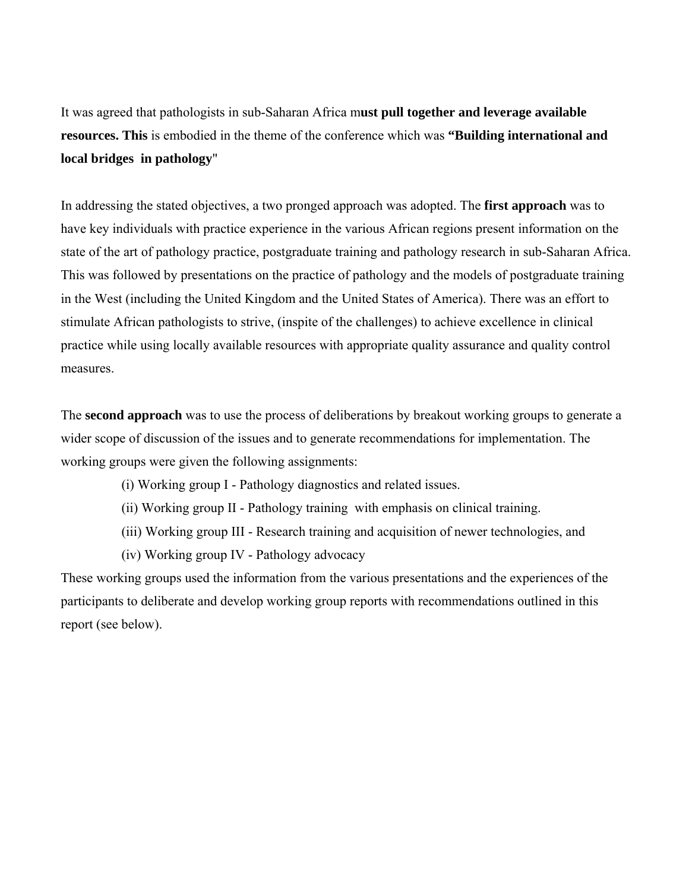It was agreed that pathologists in sub-Saharan Africa m**ust pull together and leverage available resources. This** is embodied in the theme of the conference which was **"Building international and local bridges in pathology**"

In addressing the stated objectives, a two pronged approach was adopted. The **first approach** was to have key individuals with practice experience in the various African regions present information on the state of the art of pathology practice, postgraduate training and pathology research in sub-Saharan Africa. This was followed by presentations on the practice of pathology and the models of postgraduate training in the West (including the United Kingdom and the United States of America). There was an effort to stimulate African pathologists to strive, (inspite of the challenges) to achieve excellence in clinical practice while using locally available resources with appropriate quality assurance and quality control measures.

The **second approach** was to use the process of deliberations by breakout working groups to generate a wider scope of discussion of the issues and to generate recommendations for implementation. The working groups were given the following assignments:

(i) Working group I - Pathology diagnostics and related issues.

(ii) Working group II - Pathology training with emphasis on clinical training.

(iii) Working group III - Research training and acquisition of newer technologies, and

(iv) Working group IV - Pathology advocacy

These working groups used the information from the various presentations and the experiences of the participants to deliberate and develop working group reports with recommendations outlined in this report (see below).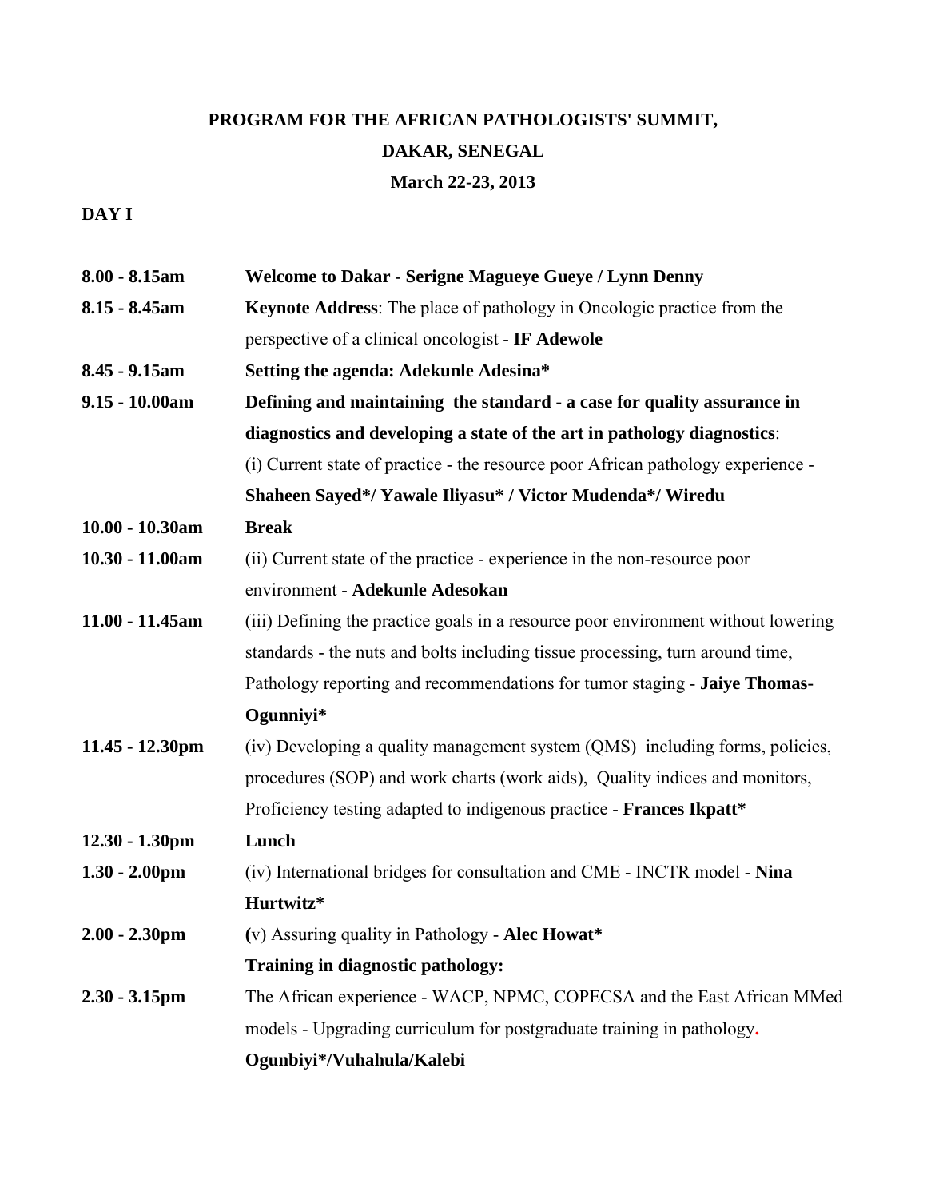# PROGRAM FOR THE AFRICAN PATHOLOGISTS' SUMMIT,

## DAKAR, SENEGAL

### March 22-23, 2013

**DAY I**

| | |
|---|---|
| **8.00 - 8.15am** | **Welcome to Dakar** - **Serigne Magueye Gueye / Lynn Denny** |
| **8.15 - 8.45am** | **Keynote Address**: The place of pathology in Oncologic practice from the perspective of a clinical oncologist - **IF Adewole** |
| **8.45 - 9.15am** | **Setting the agenda: Adekunle Adesina*** |
| **9.15 - 10.00am** | **Defining and maintaining the standard - a case for quality assurance in diagnostics and developing a state of the art in pathology diagnostics**: (i) Current state of practice - the resource poor African pathology experience - **Shaheen Sayed*/ Yawale Iliyasu* / Victor Mudenda*/ Wiredu** |
| **10.00 - 10.30am** | **Break** |
| **10.30 - 11.00am** | (ii) Current state of the practice - experience in the non-resource poor environment - **Adekunle Adesokan** |
| **11.00 - 11.45am** | (iii) Defining the practice goals in a resource poor environment without lowering standards - the nuts and bolts including tissue processing, turn around time, Pathology reporting and recommendations for tumor staging - **Jaiye Thomas-Ogunniyi*** |
| **11.45 - 12.30pm** | (iv) Developing a quality management system (QMS) including forms, policies, procedures (SOP) and work charts (work aids), Quality indices and monitors, Proficiency testing adapted to indigenous practice - **Frances Ikpatt*** |
| **12.30 - 1.30pm** | **Lunch** |
| **1.30 - 2.00pm** | (iv) International bridges for consultation and CME - INCTR model - **Nina Hurtwitz*** |
| **2.00 - 2.30pm** | (v) Assuring quality in Pathology - **Alec Howat*** |
| | **Training in diagnostic pathology:** |
| **2.30 - 3.15pm** | The African experience - WACP, NPMC, COPECSA and the East African MMed models - Upgrading curriculum for postgraduate training in pathology. **Ogunbiyi*/Vuhahula/Kalebi** |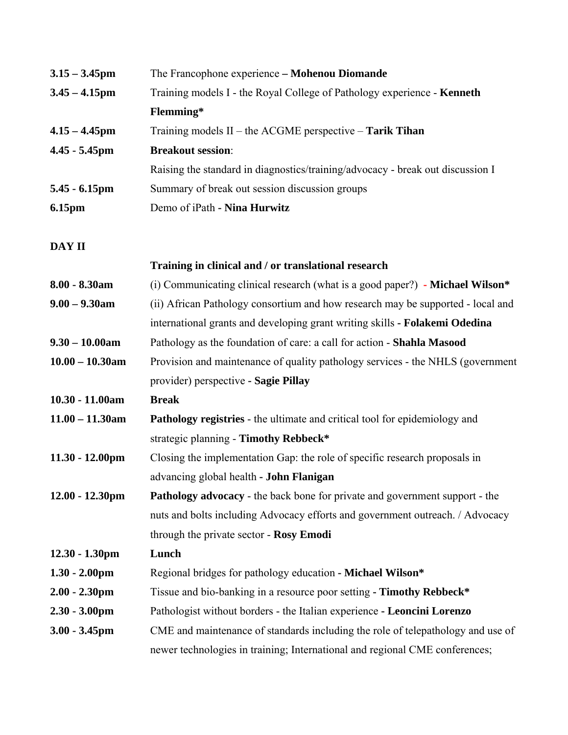| | |
|---|---|
| **3.15 – 3.45pm** | The Francophone experience **– Mohenou Diomande** |
| **3.45 – 4.15pm** | Training models I - the Royal College of Pathology experience - **Kenneth Flemming*** |
| **4.15 – 4.45pm** | Training models II – the ACGME perspective – **Tarik Tihan** |
| **4.45 - 5.45pm** | **Breakout session**: Raising the standard in diagnostics/training/advocacy - break out discussion I |
| **5.45 - 6.15pm** | Summary of break out session discussion groups |
| **6.15pm** | Demo of iPath **- Nina Hurwitz** |

**DAY II**

| | |
|---|---|
| | **Training in clinical and / or translational research** |
| **8.00 - 8.30am** | (i) Communicating clinical research (what is a good paper?) **- Michael Wilson*** |
| **9.00 – 9.30am** | (ii) African Pathology consortium and how research may be supported - local and international grants and developing grant writing skills **- Folakemi Odedina** |
| **9.30 – 10.00am** | Pathology as the foundation of care: a call for action - **Shahla Masood** |
| **10.00 – 10.30am** | Provision and maintenance of quality pathology services - the NHLS (government provider) perspective **- Sagie Pillay** |
| **10.30 - 11.00am** | **Break** |
| **11.00 – 11.30am** | **Pathology registries** - the ultimate and critical tool for epidemiology and strategic planning - **Timothy Rebbeck*** |
| **11.30 - 12.00pm** | Closing the implementation Gap: the role of specific research proposals in advancing global health **- John Flanigan** |
| **12.00 - 12.30pm** | **Pathology advocacy** - the back bone for private and government support - the nuts and bolts including Advocacy efforts and government outreach. / Advocacy through the private sector - **Rosy Emodi** |
| **12.30 - 1.30pm** | **Lunch** |
| **1.30 - 2.00pm** | Regional bridges for pathology education **- Michael Wilson*** |
| **2.00 - 2.30pm** | Tissue and bio-banking in a resource poor setting **- Timothy Rebbeck*** |
| **2.30 - 3.00pm** | Pathologist without borders - the Italian experience **- Leoncini Lorenzo** |
| **3.00 - 3.45pm** | CME and maintenance of standards including the role of telepathology and use of newer technologies in training; International and regional CME conferences; |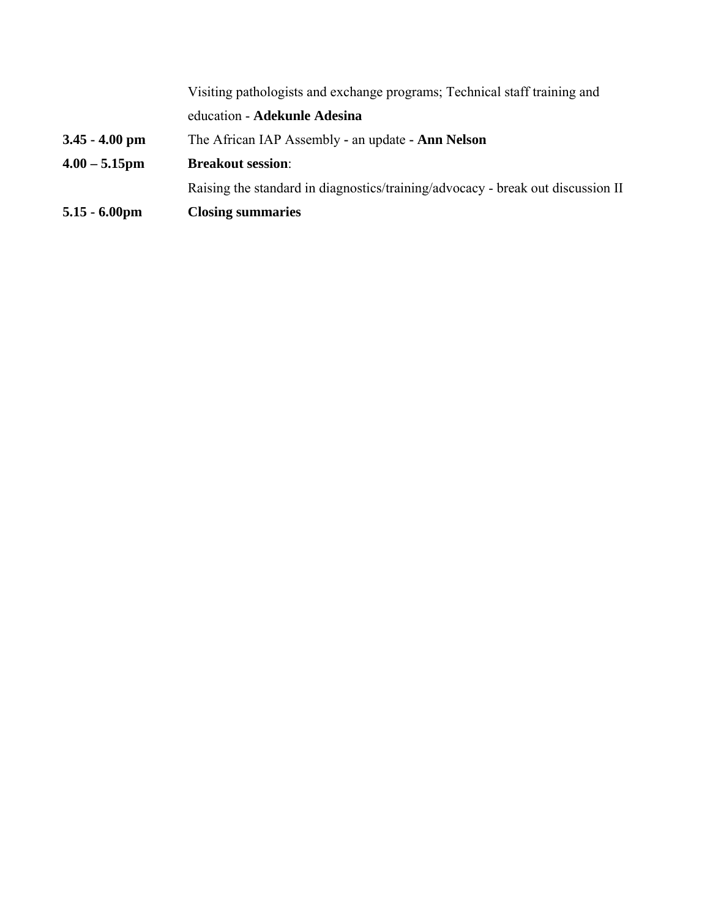| | |
|---|---|
| | Visiting pathologists and exchange programs; Technical staff training and education - **Adekunle Adesina** |
| **3.45 - 4.00 pm** | The African IAP Assembly - an update - **Ann Nelson** |
| **4.00 – 5.15pm** | **Breakout session**: |
| | Raising the standard in diagnostics/training/advocacy - break out discussion II |
| **5.15 - 6.00pm** | **Closing summaries** |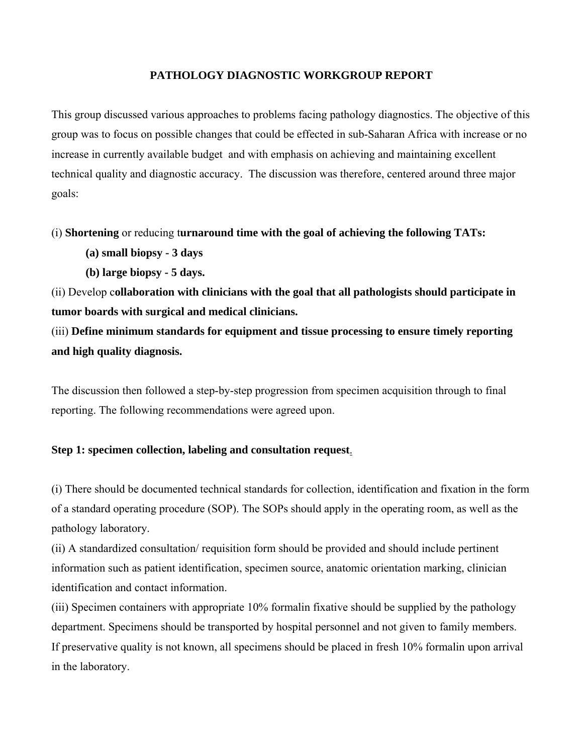## PATHOLOGY DIAGNOSTIC WORKGROUP REPORT

This group discussed various approaches to problems facing pathology diagnostics. The objective of this group was to focus on possible changes that could be effected in sub-Saharan Africa with increase or no increase in currently available budget and with emphasis on achieving and maintaining excellent technical quality and diagnostic accuracy. The discussion was therefore, centered around three major goals:

(i) **Shortening** or reducing t**urnaround time with the goal of achieving the following TATs:**

**(a) small biopsy - 3 days**

**(b) large biopsy - 5 days.**

(ii) Develop c**ollaboration with clinicians with the goal that all pathologists should participate in tumor boards with surgical and medical clinicians.**

(iii) **Define minimum standards for equipment and tissue processing to ensure timely reporting and high quality diagnosis.**

The discussion then followed a step-by-step progression from specimen acquisition through to final reporting. The following recommendations were agreed upon.

**Step 1: specimen collection, labeling and consultation request**.

(i) There should be documented technical standards for collection, identification and fixation in the form of a standard operating procedure (SOP). The SOPs should apply in the operating room, as well as the pathology laboratory.

(ii) A standardized consultation/ requisition form should be provided and should include pertinent information such as patient identification, specimen source, anatomic orientation marking, clinician identification and contact information.

(iii) Specimen containers with appropriate 10% formalin fixative should be supplied by the pathology department. Specimens should be transported by hospital personnel and not given to family members. If preservative quality is not known, all specimens should be placed in fresh 10% formalin upon arrival in the laboratory.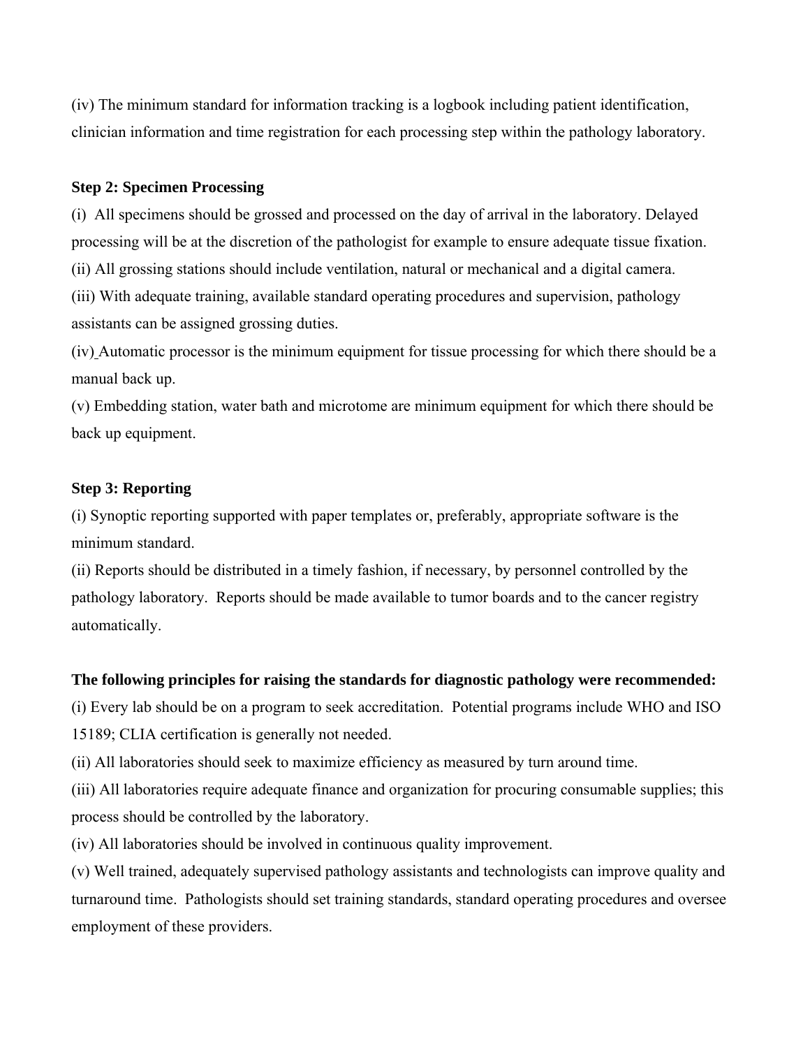(iv) The minimum standard for information tracking is a logbook including patient identification, clinician information and time registration for each processing step within the pathology laboratory.

**Step 2: Specimen Processing**

(i) All specimens should be grossed and processed on the day of arrival in the laboratory. Delayed processing will be at the discretion of the pathologist for example to ensure adequate tissue fixation.
(ii) All grossing stations should include ventilation, natural or mechanical and a digital camera.
(iii) With adequate training, available standard operating procedures and supervision, pathology assistants can be assigned grossing duties.
(iv) Automatic processor is the minimum equipment for tissue processing for which there should be a manual back up.
(v) Embedding station, water bath and microtome are minimum equipment for which there should be back up equipment.

**Step 3: Reporting**

(i) Synoptic reporting supported with paper templates or, preferably, appropriate software is the minimum standard.
(ii) Reports should be distributed in a timely fashion, if necessary, by personnel controlled by the pathology laboratory. Reports should be made available to tumor boards and to the cancer registry automatically.

**The following principles for raising the standards for diagnostic pathology were recommended:**

(i) Every lab should be on a program to seek accreditation. Potential programs include WHO and ISO 15189; CLIA certification is generally not needed.
(ii) All laboratories should seek to maximize efficiency as measured by turn around time.
(iii) All laboratories require adequate finance and organization for procuring consumable supplies; this process should be controlled by the laboratory.
(iv) All laboratories should be involved in continuous quality improvement.
(v) Well trained, adequately supervised pathology assistants and technologists can improve quality and turnaround time. Pathologists should set training standards, standard operating procedures and oversee employment of these providers.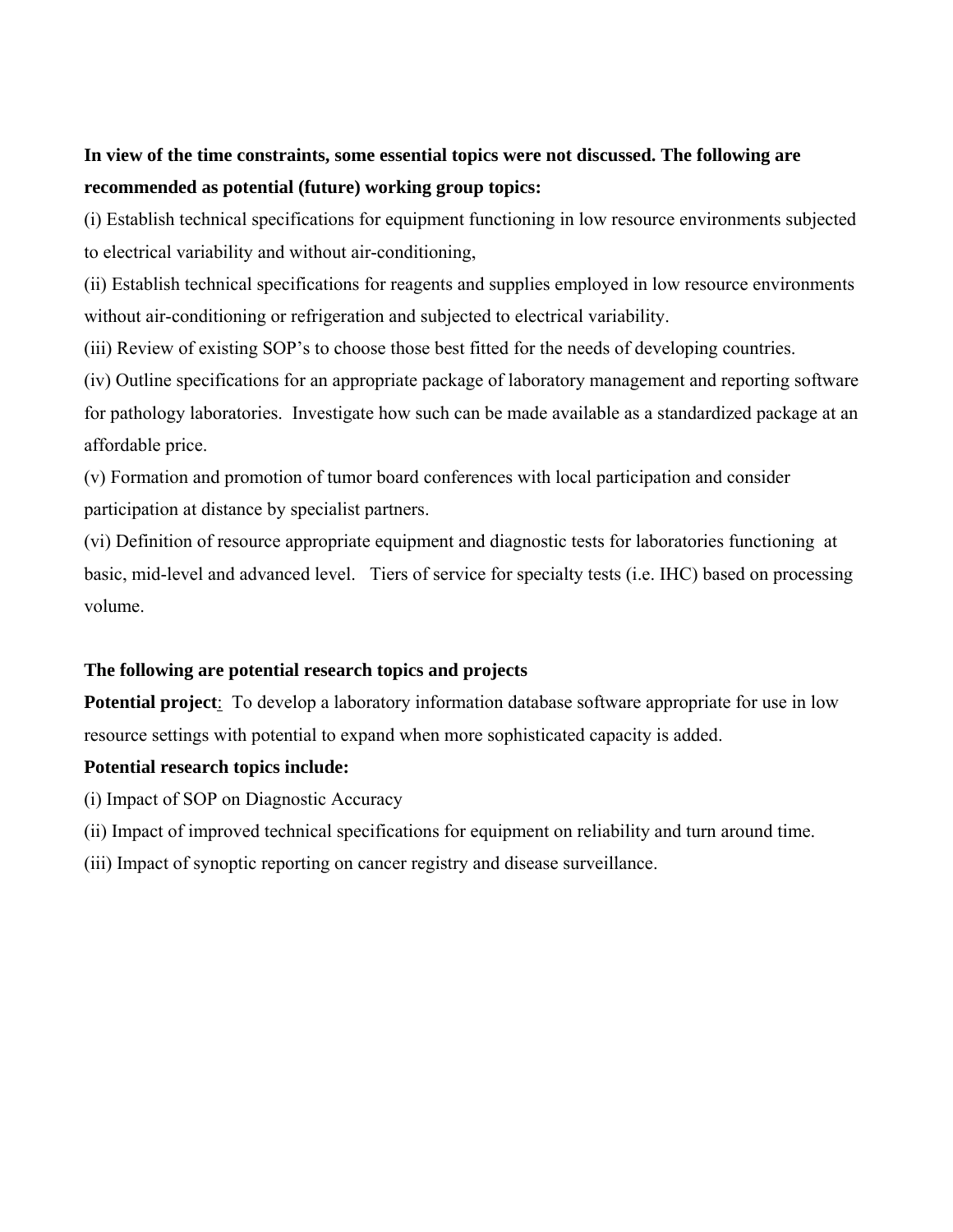**In view of the time constraints, some essential topics were not discussed. The following are recommended as potential (future) working group topics:**

(i) Establish technical specifications for equipment functioning in low resource environments subjected to electrical variability and without air-conditioning,

(ii) Establish technical specifications for reagents and supplies employed in low resource environments without air-conditioning or refrigeration and subjected to electrical variability.

(iii) Review of existing SOP's to choose those best fitted for the needs of developing countries.

(iv) Outline specifications for an appropriate package of laboratory management and reporting software for pathology laboratories. Investigate how such can be made available as a standardized package at an affordable price.

(v) Formation and promotion of tumor board conferences with local participation and consider participation at distance by specialist partners.

(vi) Definition of resource appropriate equipment and diagnostic tests for laboratories functioning at basic, mid-level and advanced level. Tiers of service for specialty tests (i.e. IHC) based on processing volume.

**The following are potential research topics and projects**

**Potential project**: To develop a laboratory information database software appropriate for use in low resource settings with potential to expand when more sophisticated capacity is added.

**Potential research topics include:**

(i) Impact of SOP on Diagnostic Accuracy

(ii) Impact of improved technical specifications for equipment on reliability and turn around time.

(iii) Impact of synoptic reporting on cancer registry and disease surveillance.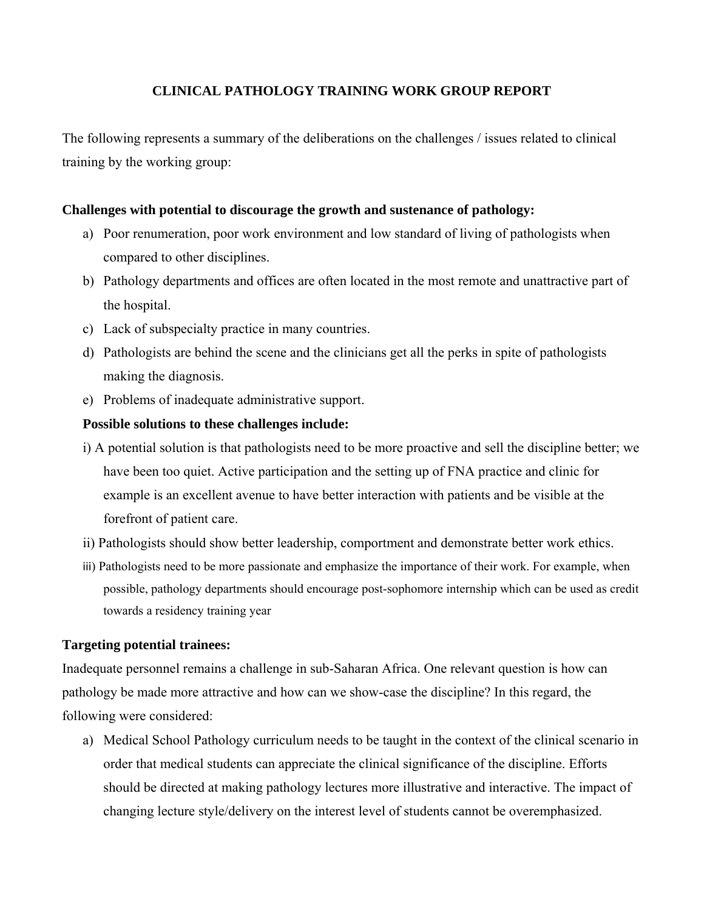# CLINICAL PATHOLOGY TRAINING WORK GROUP REPORT

The following represents a summary of the deliberations on the challenges / issues related to clinical training by the working group:

**Challenges with potential to discourage the growth and sustenance of pathology:**

a) Poor renumeration, poor work environment and low standard of living of pathologists when compared to other disciplines.
b) Pathology departments and offices are often located in the most remote and unattractive part of the hospital.
c) Lack of subspecialty practice in many countries.
d) Pathologists are behind the scene and the clinicians get all the perks in spite of pathologists making the diagnosis.
e) Problems of inadequate administrative support.

**Possible solutions to these challenges include:**

i) A potential solution is that pathologists need to be more proactive and sell the discipline better; we have been too quiet. Active participation and the setting up of FNA practice and clinic for example is an excellent avenue to have better interaction with patients and be visible at the forefront of patient care.
ii) Pathologists should show better leadership, comportment and demonstrate better work ethics.
iii) Pathologists need to be more passionate and emphasize the importance of their work. For example, when possible, pathology departments should encourage post-sophomore internship which can be used as credit towards a residency training year

**Targeting potential trainees:**

Inadequate personnel remains a challenge in sub-Saharan Africa. One relevant question is how can pathology be made more attractive and how can we show-case the discipline? In this regard, the following were considered:

a) Medical School Pathology curriculum needs to be taught in the context of the clinical scenario in order that medical students can appreciate the clinical significance of the discipline. Efforts should be directed at making pathology lectures more illustrative and interactive. The impact of changing lecture style/delivery on the interest level of students cannot be overemphasized.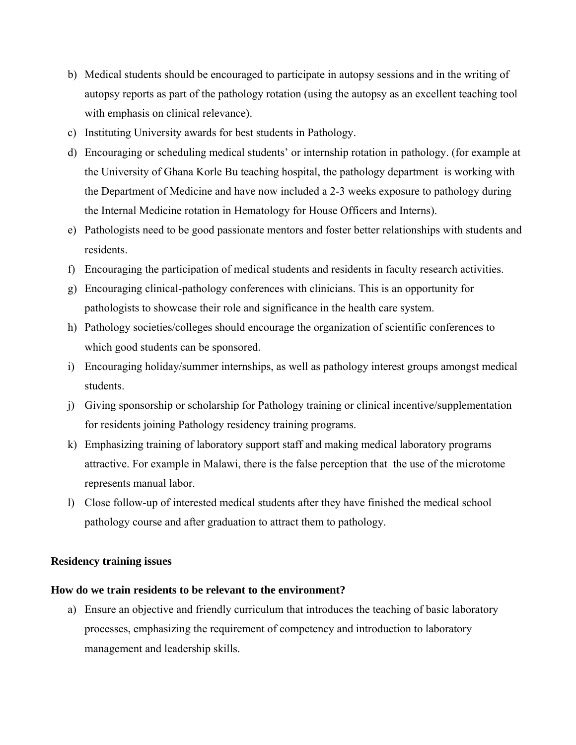b) Medical students should be encouraged to participate in autopsy sessions and in the writing of autopsy reports as part of the pathology rotation (using the autopsy as an excellent teaching tool with emphasis on clinical relevance).
c) Instituting University awards for best students in Pathology.
d) Encouraging or scheduling medical students' or internship rotation in pathology. (for example at the University of Ghana Korle Bu teaching hospital, the pathology department is working with the Department of Medicine and have now included a 2-3 weeks exposure to pathology during the Internal Medicine rotation in Hematology for House Officers and Interns).
e) Pathologists need to be good passionate mentors and foster better relationships with students and residents.
f) Encouraging the participation of medical students and residents in faculty research activities.
g) Encouraging clinical-pathology conferences with clinicians. This is an opportunity for pathologists to showcase their role and significance in the health care system.
h) Pathology societies/colleges should encourage the organization of scientific conferences to which good students can be sponsored.
i) Encouraging holiday/summer internships, as well as pathology interest groups amongst medical students.
j) Giving sponsorship or scholarship for Pathology training or clinical incentive/supplementation for residents joining Pathology residency training programs.
k) Emphasizing training of laboratory support staff and making medical laboratory programs attractive. For example in Malawi, there is the false perception that the use of the microtome represents manual labor.
l) Close follow-up of interested medical students after they have finished the medical school pathology course and after graduation to attract them to pathology.

**Residency training issues**

**How do we train residents to be relevant to the environment?**

a) Ensure an objective and friendly curriculum that introduces the teaching of basic laboratory processes, emphasizing the requirement of competency and introduction to laboratory management and leadership skills.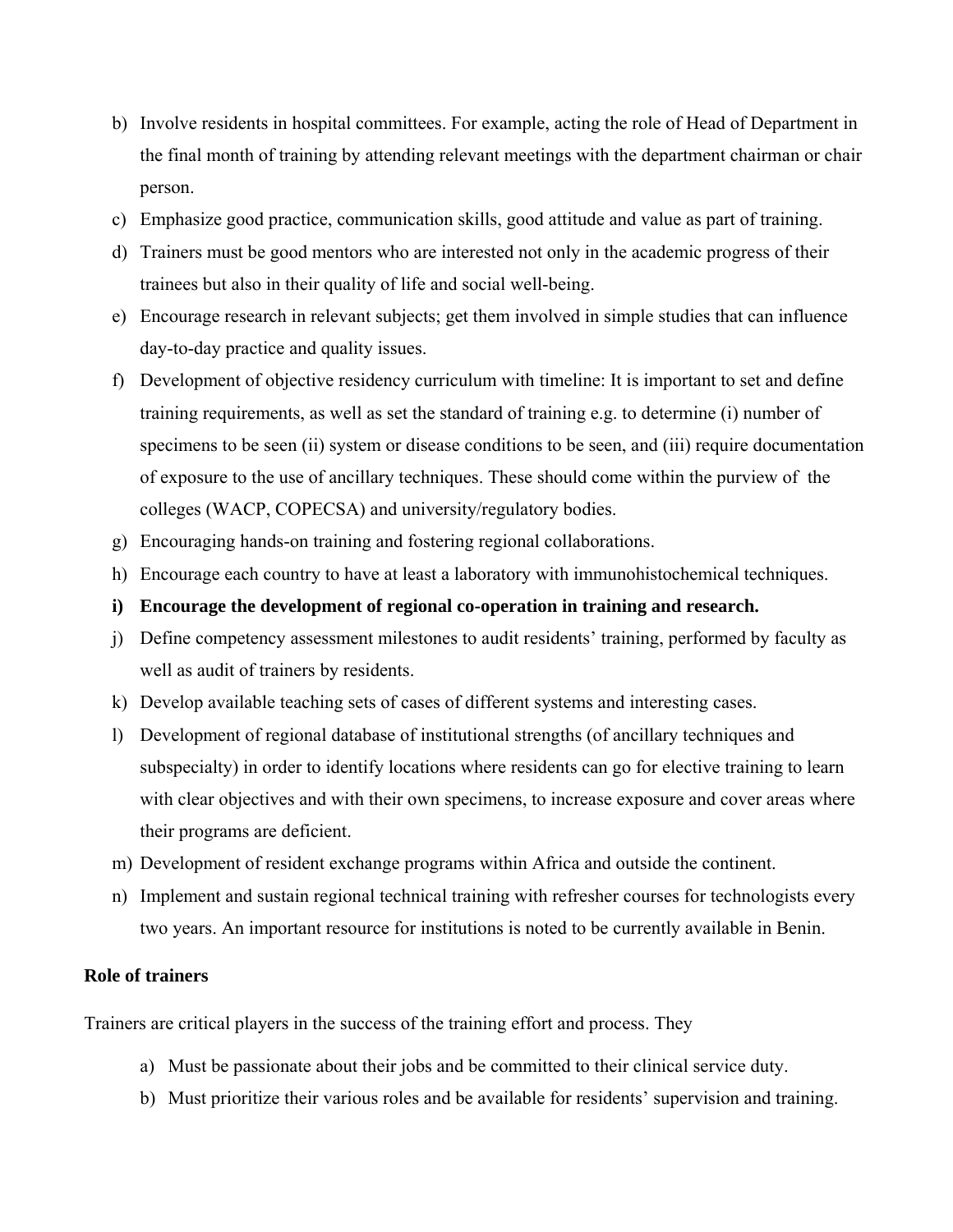b) Involve residents in hospital committees. For example, acting the role of Head of Department in the final month of training by attending relevant meetings with the department chairman or chair person.
c) Emphasize good practice, communication skills, good attitude and value as part of training.
d) Trainers must be good mentors who are interested not only in the academic progress of their trainees but also in their quality of life and social well-being.
e) Encourage research in relevant subjects; get them involved in simple studies that can influence day-to-day practice and quality issues.
f) Development of objective residency curriculum with timeline: It is important to set and define training requirements, as well as set the standard of training e.g. to determine (i) number of specimens to be seen (ii) system or disease conditions to be seen, and (iii) require documentation of exposure to the use of ancillary techniques. These should come within the purview of the colleges (WACP, COPECSA) and university/regulatory bodies.
g) Encouraging hands-on training and fostering regional collaborations.
h) Encourage each country to have at least a laboratory with immunohistochemical techniques.
**i) Encourage the development of regional co-operation in training and research.**
j) Define competency assessment milestones to audit residents' training, performed by faculty as well as audit of trainers by residents.
k) Develop available teaching sets of cases of different systems and interesting cases.
l) Development of regional database of institutional strengths (of ancillary techniques and subspecialty) in order to identify locations where residents can go for elective training to learn with clear objectives and with their own specimens, to increase exposure and cover areas where their programs are deficient.
m) Development of resident exchange programs within Africa and outside the continent.
n) Implement and sustain regional technical training with refresher courses for technologists every two years. An important resource for institutions is noted to be currently available in Benin.

**Role of trainers**

Trainers are critical players in the success of the training effort and process. They

a) Must be passionate about their jobs and be committed to their clinical service duty.
b) Must prioritize their various roles and be available for residents' supervision and training.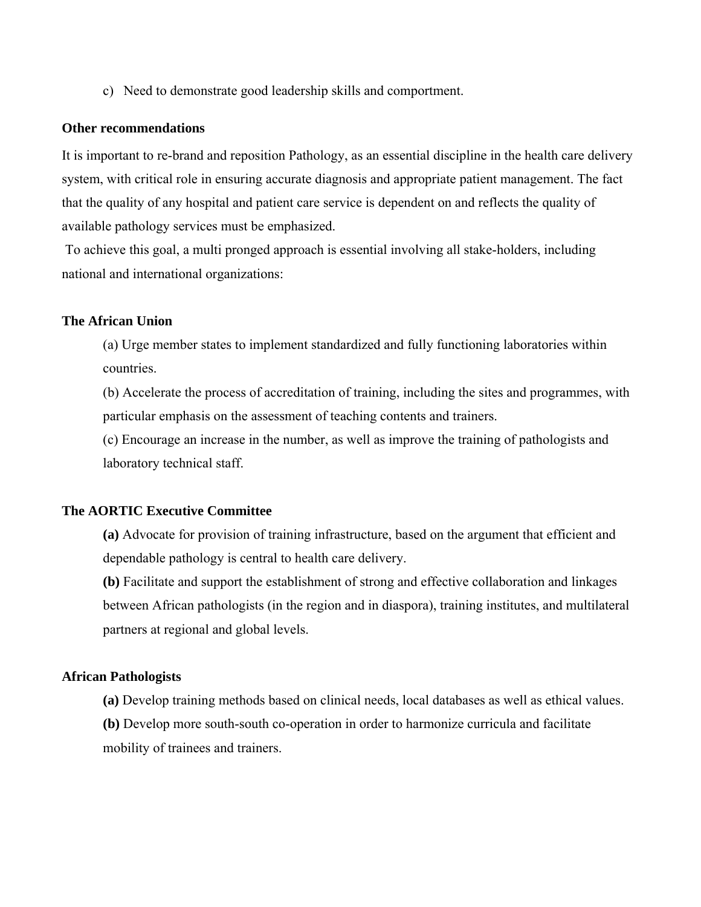c) Need to demonstrate good leadership skills and comportment.

**Other recommendations**

It is important to re-brand and reposition Pathology, as an essential discipline in the health care delivery system, with critical role in ensuring accurate diagnosis and appropriate patient management. The fact that the quality of any hospital and patient care service is dependent on and reflects the quality of available pathology services must be emphasized.

To achieve this goal, a multi pronged approach is essential involving all stake-holders, including national and international organizations:

**The African Union**

(a) Urge member states to implement standardized and fully functioning laboratories within countries.

(b) Accelerate the process of accreditation of training, including the sites and programmes, with particular emphasis on the assessment of teaching contents and trainers.

(c) Encourage an increase in the number, as well as improve the training of pathologists and laboratory technical staff.

**The AORTIC Executive Committee**

**(a)** Advocate for provision of training infrastructure, based on the argument that efficient and dependable pathology is central to health care delivery.

**(b)** Facilitate and support the establishment of strong and effective collaboration and linkages between African pathologists (in the region and in diaspora), training institutes, and multilateral partners at regional and global levels.

**African Pathologists**

**(a)** Develop training methods based on clinical needs, local databases as well as ethical values.

**(b)** Develop more south-south co-operation in order to harmonize curricula and facilitate mobility of trainees and trainers.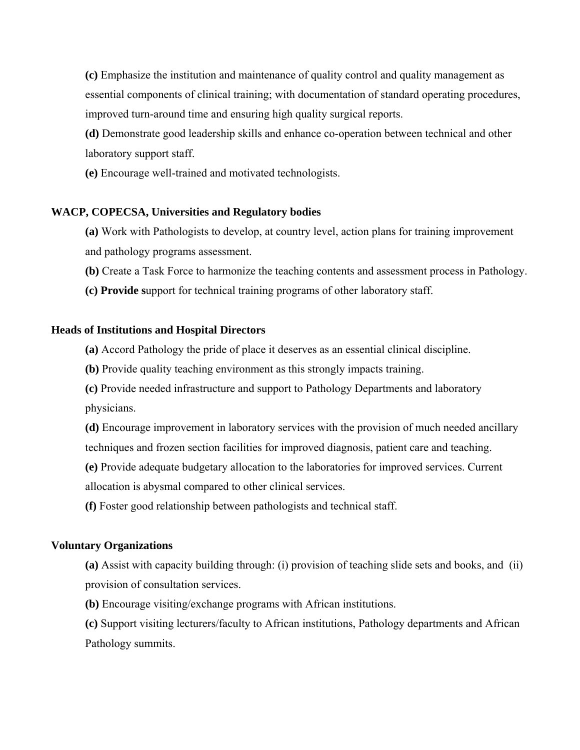**(c)** Emphasize the institution and maintenance of quality control and quality management as essential components of clinical training; with documentation of standard operating procedures, improved turn-around time and ensuring high quality surgical reports.

**(d)** Demonstrate good leadership skills and enhance co-operation between technical and other laboratory support staff.

**(e)** Encourage well-trained and motivated technologists.

**WACP, COPECSA, Universities and Regulatory bodies**

**(a)** Work with Pathologists to develop, at country level, action plans for training improvement and pathology programs assessment.

**(b)** Create a Task Force to harmonize the teaching contents and assessment process in Pathology.

**(c) Provide s**upport for technical training programs of other laboratory staff.

**Heads of Institutions and Hospital Directors**

**(a)** Accord Pathology the pride of place it deserves as an essential clinical discipline.

**(b)** Provide quality teaching environment as this strongly impacts training.

**(c)** Provide needed infrastructure and support to Pathology Departments and laboratory physicians.

**(d)** Encourage improvement in laboratory services with the provision of much needed ancillary techniques and frozen section facilities for improved diagnosis, patient care and teaching.

**(e)** Provide adequate budgetary allocation to the laboratories for improved services. Current allocation is abysmal compared to other clinical services.

**(f)** Foster good relationship between pathologists and technical staff.

**Voluntary Organizations**

**(a)** Assist with capacity building through: (i) provision of teaching slide sets and books, and (ii) provision of consultation services.

**(b)** Encourage visiting/exchange programs with African institutions.

**(c)** Support visiting lecturers/faculty to African institutions, Pathology departments and African Pathology summits.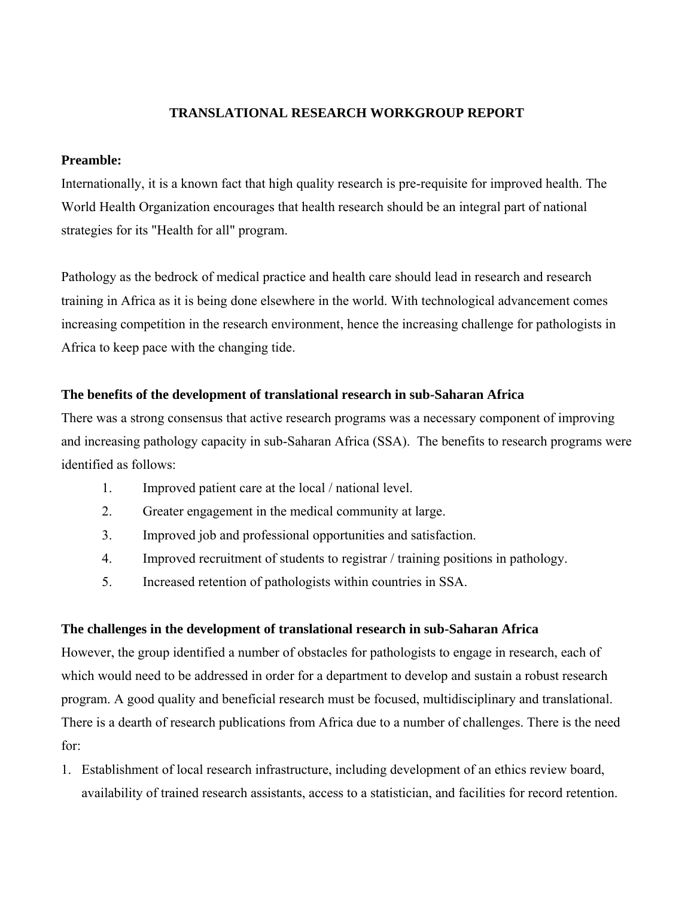## TRANSLATIONAL RESEARCH WORKGROUP REPORT

**Preamble:**

Internationally, it is a known fact that high quality research is pre-requisite for improved health. The World Health Organization encourages that health research should be an integral part of national strategies for its "Health for all" program.

Pathology as the bedrock of medical practice and health care should lead in research and research training in Africa as it is being done elsewhere in the world. With technological advancement comes increasing competition in the research environment, hence the increasing challenge for pathologists in Africa to keep pace with the changing tide.

**The benefits of the development of translational research in sub-Saharan Africa**

There was a strong consensus that active research programs was a necessary component of improving and increasing pathology capacity in sub-Saharan Africa (SSA). The benefits to research programs were identified as follows:

1. Improved patient care at the local / national level.
2. Greater engagement in the medical community at large.
3. Improved job and professional opportunities and satisfaction.
4. Improved recruitment of students to registrar / training positions in pathology.
5. Increased retention of pathologists within countries in SSA.

**The challenges in the development of translational research in sub-Saharan Africa**

However, the group identified a number of obstacles for pathologists to engage in research, each of which would need to be addressed in order for a department to develop and sustain a robust research program. A good quality and beneficial research must be focused, multidisciplinary and translational. There is a dearth of research publications from Africa due to a number of challenges. There is the need for:

1. Establishment of local research infrastructure, including development of an ethics review board, availability of trained research assistants, access to a statistician, and facilities for record retention.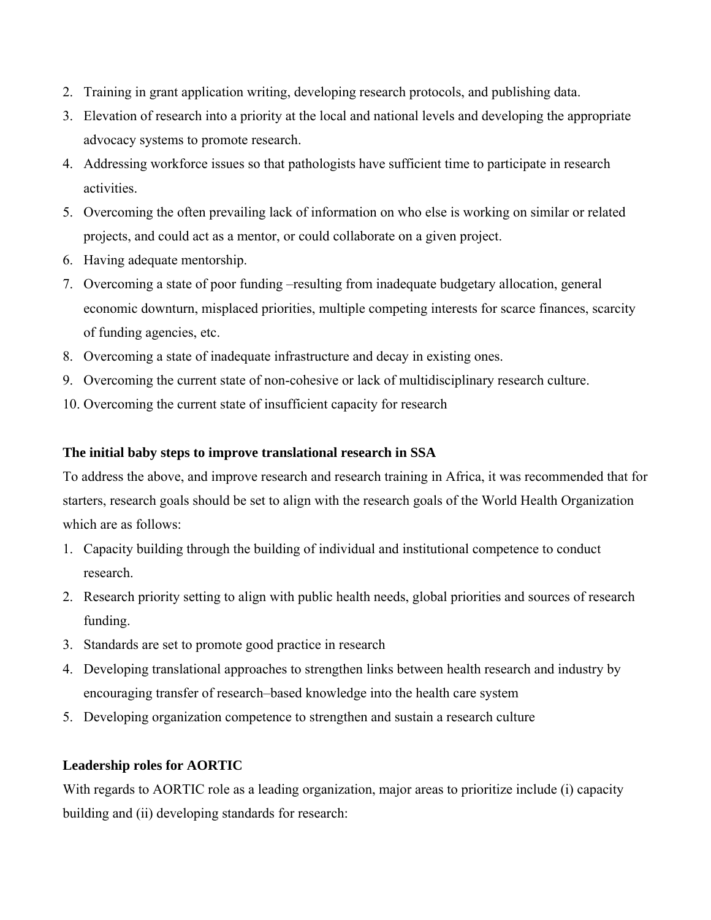2. Training in grant application writing, developing research protocols, and publishing data.
3. Elevation of research into a priority at the local and national levels and developing the appropriate advocacy systems to promote research.
4. Addressing workforce issues so that pathologists have sufficient time to participate in research activities.
5. Overcoming the often prevailing lack of information on who else is working on similar or related projects, and could act as a mentor, or could collaborate on a given project.
6. Having adequate mentorship.
7. Overcoming a state of poor funding –resulting from inadequate budgetary allocation, general economic downturn, misplaced priorities, multiple competing interests for scarce finances, scarcity of funding agencies, etc.
8. Overcoming a state of inadequate infrastructure and decay in existing ones.
9. Overcoming the current state of non-cohesive or lack of multidisciplinary research culture.
10. Overcoming the current state of insufficient capacity for research

**The initial baby steps to improve translational research in SSA**

To address the above, and improve research and research training in Africa, it was recommended that for starters, research goals should be set to align with the research goals of the World Health Organization which are as follows:

1. Capacity building through the building of individual and institutional competence to conduct research.
2. Research priority setting to align with public health needs, global priorities and sources of research funding.
3. Standards are set to promote good practice in research
4. Developing translational approaches to strengthen links between health research and industry by encouraging transfer of research–based knowledge into the health care system
5. Developing organization competence to strengthen and sustain a research culture

**Leadership roles for AORTIC**

With regards to AORTIC role as a leading organization, major areas to prioritize include (i) capacity building and (ii) developing standards for research: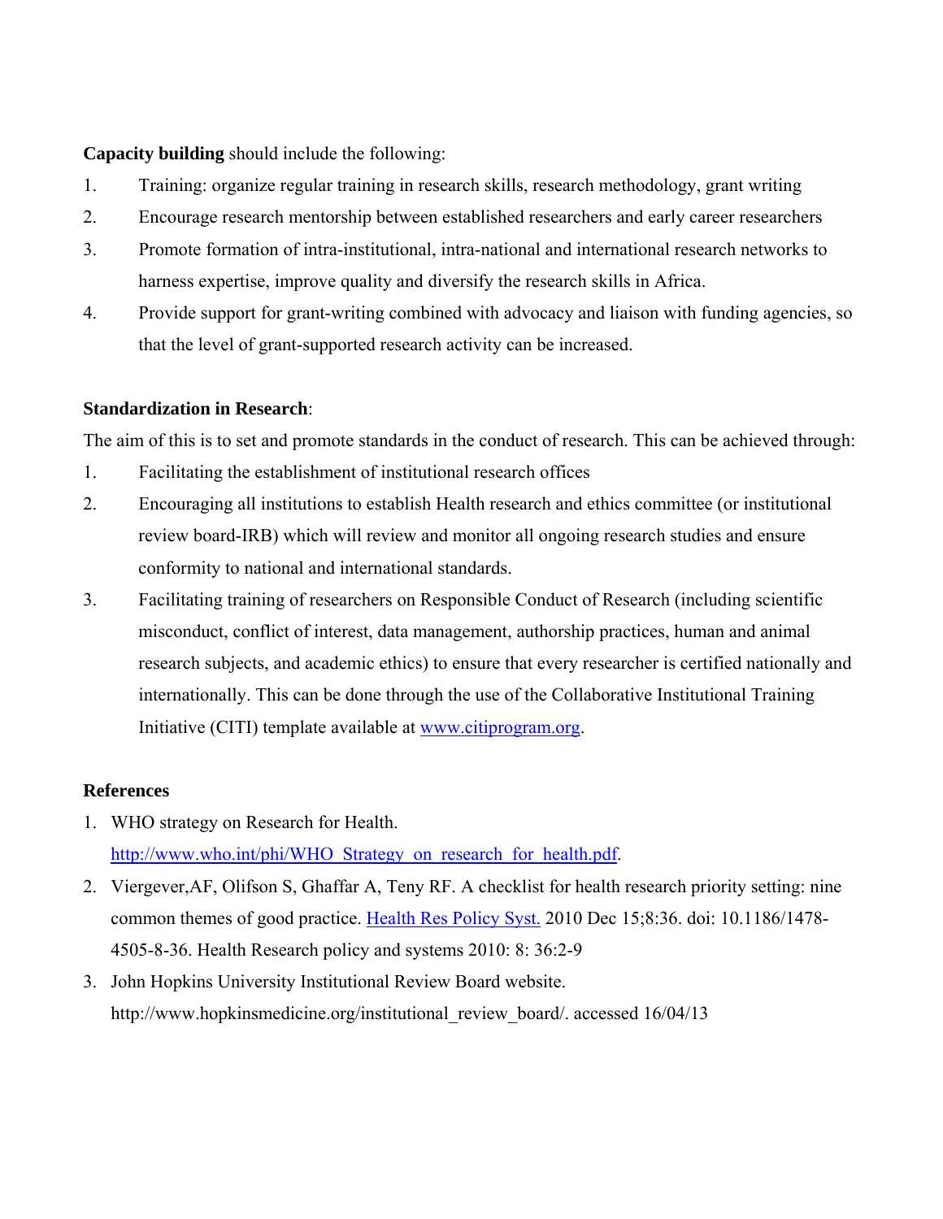**Capacity building** should include the following:

1. Training: organize regular training in research skills, research methodology, grant writing
2. Encourage research mentorship between established researchers and early career researchers
3. Promote formation of intra-institutional, intra-national and international research networks to harness expertise, improve quality and diversify the research skills in Africa.
4. Provide support for grant-writing combined with advocacy and liaison with funding agencies, so that the level of grant-supported research activity can be increased.

**Standardization in Research**:

The aim of this is to set and promote standards in the conduct of research. This can be achieved through:

1. Facilitating the establishment of institutional research offices
2. Encouraging all institutions to establish Health research and ethics committee (or institutional review board-IRB) which will review and monitor all ongoing research studies and ensure conformity to national and international standards.
3. Facilitating training of researchers on Responsible Conduct of Research (including scientific misconduct, conflict of interest, data management, authorship practices, human and animal research subjects, and academic ethics) to ensure that every researcher is certified nationally and internationally. This can be done through the use of the Collaborative Institutional Training Initiative (CITI) template available at [www.citiprogram.org](www.citiprogram.org).

**References**

1. WHO strategy on Research for Health. [http://www.who.int/phi/WHO_Strategy_on_research_for_health.pdf](http://www.who.int/phi/WHO_Strategy_on_research_for_health.pdf).
2. Viergever,AF, Olifson S, Ghaffar A, Teny RF. A checklist for health research priority setting: nine common themes of good practice. Health Res Policy Syst. 2010 Dec 15;8:36. doi: 10.1186/1478-4505-8-36. Health Research policy and systems 2010: 8: 36:2-9
3. John Hopkins University Institutional Review Board website. http://www.hopkinsmedicine.org/institutional_review_board/. accessed 16/04/13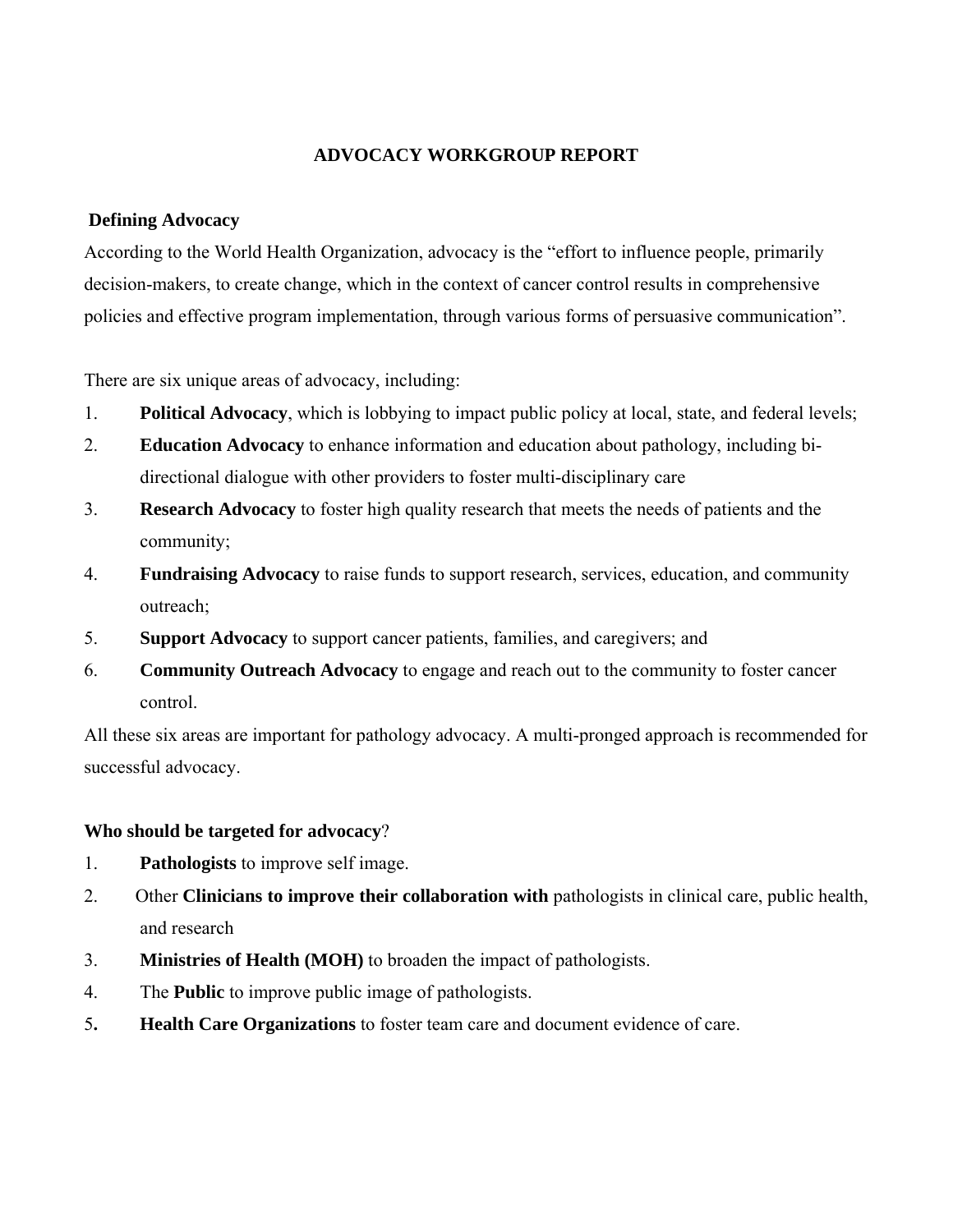# ADVOCACY WORKGROUP REPORT

## Defining Advocacy

According to the World Health Organization, advocacy is the "effort to influence people, primarily decision-makers, to create change, which in the context of cancer control results in comprehensive policies and effective program implementation, through various forms of persuasive communication".

There are six unique areas of advocacy, including:

1. **Political Advocacy**, which is lobbying to impact public policy at local, state, and federal levels;
2. **Education Advocacy** to enhance information and education about pathology, including bi-directional dialogue with other providers to foster multi-disciplinary care
3. **Research Advocacy** to foster high quality research that meets the needs of patients and the community;
4. **Fundraising Advocacy** to raise funds to support research, services, education, and community outreach;
5. **Support Advocacy** to support cancer patients, families, and caregivers; and
6. **Community Outreach Advocacy** to engage and reach out to the community to foster cancer control.

All these six areas are important for pathology advocacy. A multi-pronged approach is recommended for successful advocacy.

## Who should be targeted for advocacy?

1. **Pathologists** to improve self image.
2. Other **Clinicians to improve their collaboration with** pathologists in clinical care, public health, and research
3. **Ministries of Health (MOH)** to broaden the impact of pathologists.
4. The **Public** to improve public image of pathologists.
5. **Health Care Organizations** to foster team care and document evidence of care.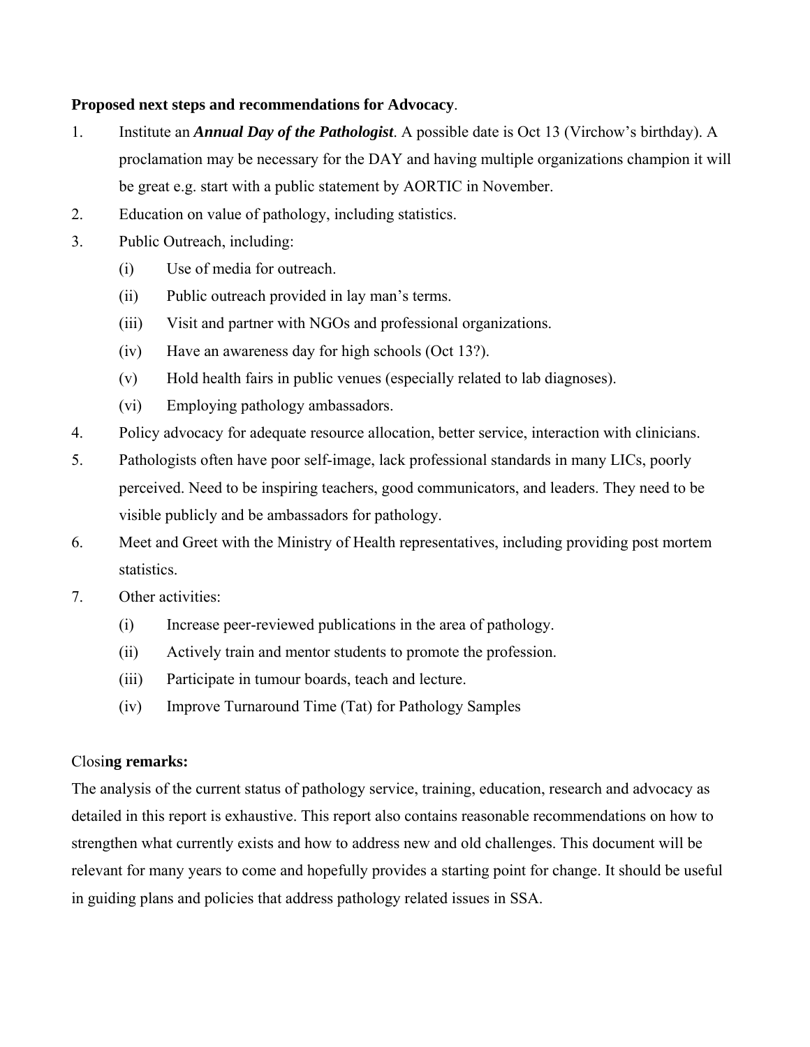**Proposed next steps and recommendations for Advocacy**.

1. Institute an ***Annual Day of the Pathologist***. A possible date is Oct 13 (Virchow's birthday). A proclamation may be necessary for the DAY and having multiple organizations champion it will be great e.g. start with a public statement by AORTIC in November.
2. Education on value of pathology, including statistics.
3. Public Outreach, including:
   - (i) Use of media for outreach.
   - (ii) Public outreach provided in lay man's terms.
   - (iii) Visit and partner with NGOs and professional organizations.
   - (iv) Have an awareness day for high schools (Oct 13?).
   - (v) Hold health fairs in public venues (especially related to lab diagnoses).
   - (vi) Employing pathology ambassadors.
4. Policy advocacy for adequate resource allocation, better service, interaction with clinicians.
5. Pathologists often have poor self-image, lack professional standards in many LICs, poorly perceived. Need to be inspiring teachers, good communicators, and leaders. They need to be visible publicly and be ambassadors for pathology.
6. Meet and Greet with the Ministry of Health representatives, including providing post mortem statistics.
7. Other activities:
   - (i) Increase peer-reviewed publications in the area of pathology.
   - (ii) Actively train and mentor students to promote the profession.
   - (iii) Participate in tumour boards, teach and lecture.
   - (iv) Improve Turnaround Time (Tat) for Pathology Samples

Clos**ing remarks:**

The analysis of the current status of pathology service, training, education, research and advocacy as detailed in this report is exhaustive. This report also contains reasonable recommendations on how to strengthen what currently exists and how to address new and old challenges. This document will be relevant for many years to come and hopefully provides a starting point for change. It should be useful in guiding plans and policies that address pathology related issues in SSA.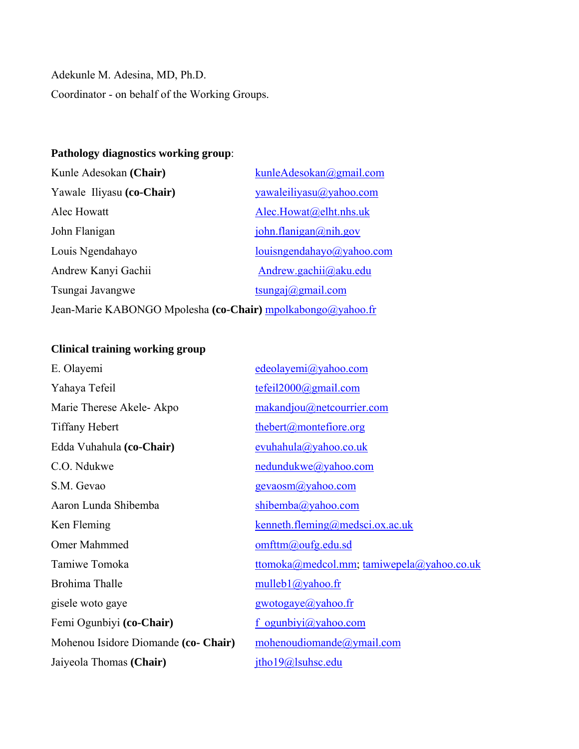Adekunle M. Adesina, MD, Ph.D.

Coordinator - on behalf of the Working Groups.

**Pathology diagnostics working group**:

| | |
|---|---|
| Kunle Adesokan **(Chair)** | kunleAdesokan@gmail.com |
| Yawale Iliyasu **(co-Chair)** | yawaleiliyasu@yahoo.com |
| Alec Howatt | Alec.Howat@elht.nhs.uk |
| John Flanigan | john.flanigan@nih.gov |
| Louis Ngendahayo | louisngendahayo@yahoo.com |
| Andrew Kanyi Gachii | Andrew.gachii@aku.edu |
| Tsungai Javangwe | tsungaj@gmail.com |
| Jean-Marie KABONGO Mpolesha **(co-Chair)** | mpolkabongo@yahoo.fr |

**Clinical training working group**

| | |
|---|---|
| E. Olayemi | edeolayemi@yahoo.com |
| Yahaya Tefeil | tefeil2000@gmail.com |
| Marie Therese Akele- Akpo | makandjou@netcourrier.com |
| Tiffany Hebert | thebert@montefiore.org |
| Edda Vuhahula **(co-Chair)** | evuhahula@yahoo.co.uk |
| C.O. Ndukwe | nedundukwe@yahoo.com |
| S.M. Gevao | gevaosm@yahoo.com |
| Aaron Lunda Shibemba | shibemba@yahoo.com |
| Ken Fleming | kenneth.fleming@medsci.ox.ac.uk |
| Omer Mahmmed | omfttm@oufg.edu.sd |
| Tamiwe Tomoka | ttomoka@medcol.mm; tamiwepela@yahoo.co.uk |
| Brohima Thalle | mulleb1@yahoo.fr |
| gisele woto gaye | gwotogaye@yahoo.fr |
| Femi Ogunbiyi **(co-Chair)** | f_ogunbiyi@yahoo.com |
| Mohenou Isidore Diomande **(co- Chair)** | mohenoudiomande@ymail.com |
| Jaiyeola Thomas **(Chair)** | jtho19@lsuhsc.edu |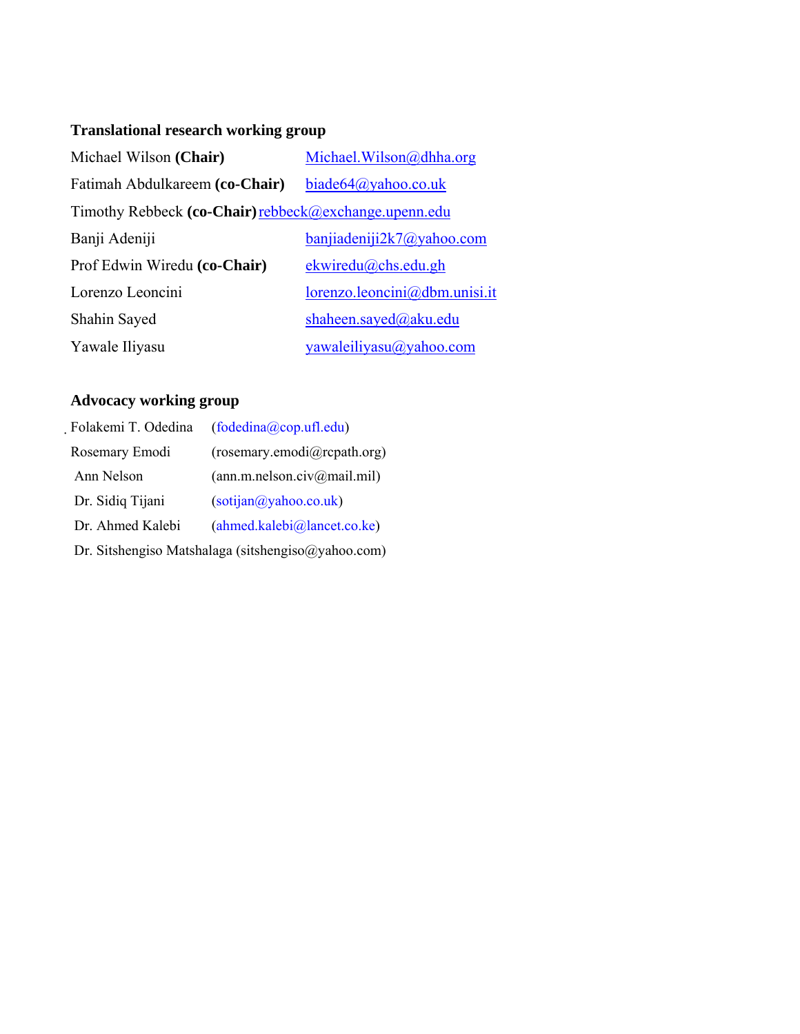**Translational research working group**

| | |
|---|---|
| Michael Wilson **(Chair)** | Michael.Wilson@dhha.org |
| Fatimah Abdulkareem **(co-Chair)** | biade64@yahoo.co.uk |
| Timothy Rebbeck **(co-Chair)** | rebbeck@exchange.upenn.edu |
| Banji Adeniji | banjiadeniji2k7@yahoo.com |
| Prof Edwin Wiredu **(co-Chair)** | ekwiredu@chs.edu.gh |
| Lorenzo Leoncini | lorenzo.leoncini@dbm.unisi.it |
| Shahin Sayed | shaheen.sayed@aku.edu |
| Yawale Iliyasu | yawaleiliyasu@yahoo.com |

**Advocacy working group**

| | |
|---|---|
| Folakemi T. Odedina | (fodedina@cop.ufl.edu) |
| Rosemary Emodi | (rosemary.emodi@rcpath.org) |
| Ann Nelson | (ann.m.nelson.civ@mail.mil) |
| Dr. Sidiq Tijani | (sotijan@yahoo.co.uk) |
| Dr. Ahmed Kalebi | (ahmed.kalebi@lancet.co.ke) |
| Dr. Sitshengiso Matshalaga | (sitshengiso@yahoo.com) |